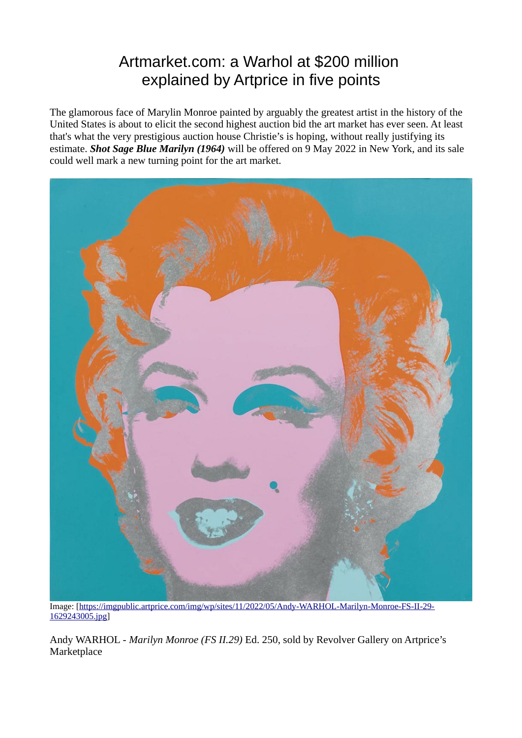# Artmarket.com: a Warhol at $200 million explained by Artprice in five points

The glamorous face of Marylin Monroe painted by arguably the greatest artist in the history of the United States is about to elicit the second highest auction bid the art market has ever seen. At least that's what the very prestigious auction house Christie's is hoping, without really justifying its estimate. ***Shot Sage Blue Marilyn (1964)*** will be offered on 9 May 2022 in New York, and its sale could well mark a new turning point for the art market.

Image: [https://imgpublic.artprice.com/img/wp/sites/11/2022/05/Andy-WARHOL-Marilyn-Monroe-FS-II-29-1629243005.jpg]

Andy WARHOL - *Marilyn Monroe (FS II.29)* Ed. 250, sold by Revolver Gallery on Artprice's Marketplace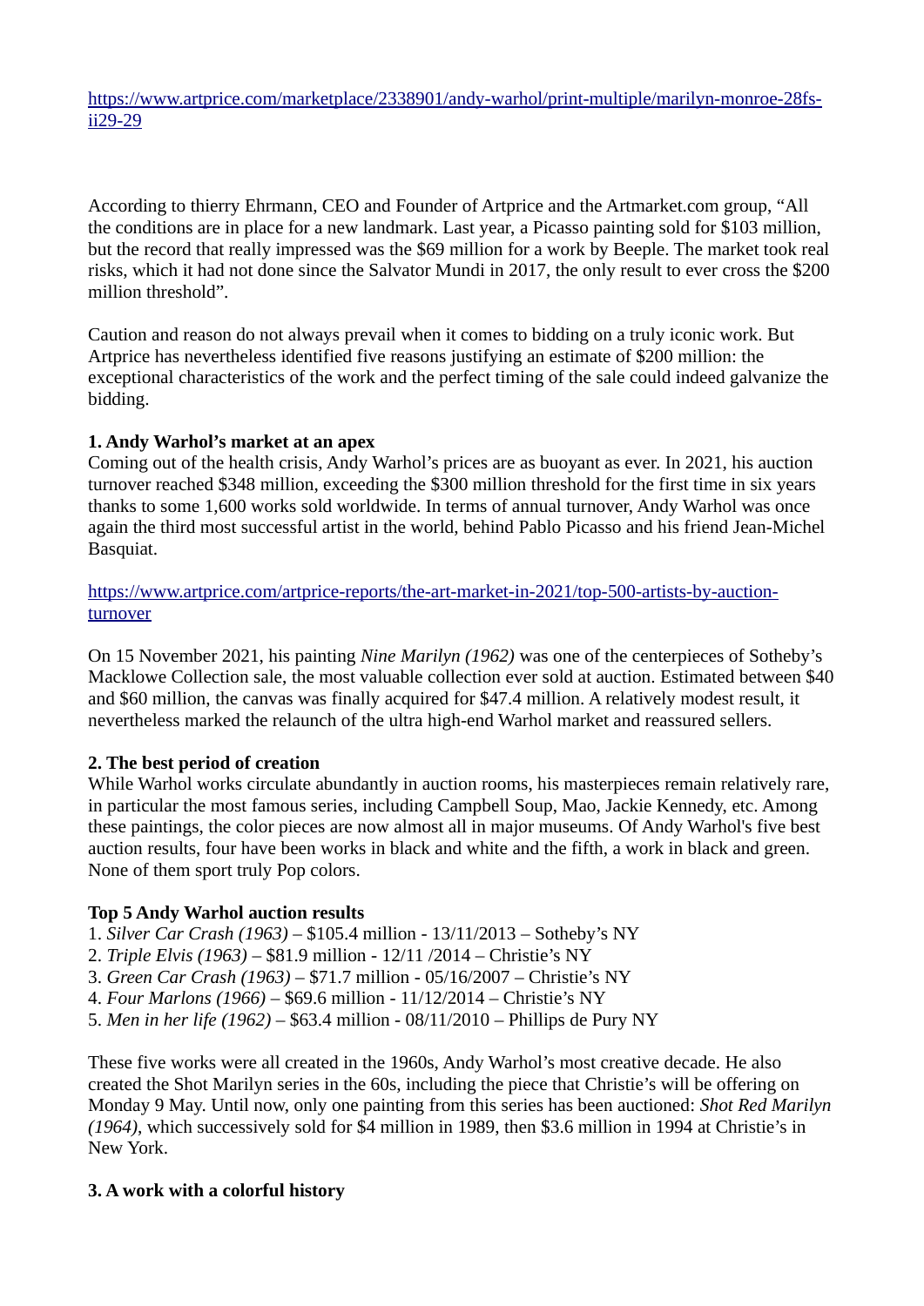https://www.artprice.com/marketplace/2338901/andy-warhol/print-multiple/marilyn-monroe-28fs-ii29-29

According to thierry Ehrmann, CEO and Founder of Artprice and the Artmarket.com group, "All the conditions are in place for a new landmark. Last year, a Picasso painting sold for $103 million, but the record that really impressed was the $69 million for a work by Beeple. The market took real risks, which it had not done since the Salvator Mundi in 2017, the only result to ever cross the $200 million threshold".

Caution and reason do not always prevail when it comes to bidding on a truly iconic work. But Artprice has nevertheless identified five reasons justifying an estimate of $200 million: the exceptional characteristics of the work and the perfect timing of the sale could indeed galvanize the bidding.

**1. Andy Warhol's market at an apex**

Coming out of the health crisis, Andy Warhol's prices are as buoyant as ever. In 2021, his auction turnover reached $348 million, exceeding the $300 million threshold for the first time in six years thanks to some 1,600 works sold worldwide. In terms of annual turnover, Andy Warhol was once again the third most successful artist in the world, behind Pablo Picasso and his friend Jean-Michel Basquiat.

https://www.artprice.com/artprice-reports/the-art-market-in-2021/top-500-artists-by-auction-turnover

On 15 November 2021, his painting *Nine Marilyn (1962)* was one of the centerpieces of Sotheby's Macklowe Collection sale, the most valuable collection ever sold at auction. Estimated between $40 and $60 million, the canvas was finally acquired for $47.4 million. A relatively modest result, it nevertheless marked the relaunch of the ultra high-end Warhol market and reassured sellers.

**2. The best period of creation**

While Warhol works circulate abundantly in auction rooms, his masterpieces remain relatively rare, in particular the most famous series, including Campbell Soup, Mao, Jackie Kennedy, etc. Among these paintings, the color pieces are now almost all in major museums. Of Andy Warhol's five best auction results, four have been works in black and white and the fifth, a work in black and green. None of them sport truly Pop colors.

**Top 5 Andy Warhol auction results**

1. *Silver Car Crash (1963)* – $105.4 million - 13/11/2013 – Sotheby's NY
2. *Triple Elvis (1963)* – $81.9 million - 12/11 /2014 – Christie's NY
3. *Green Car Crash (1963)* – $71.7 million - 05/16/2007 – Christie's NY
4. *Four Marlons (1966)* – $69.6 million - 11/12/2014 – Christie's NY
5. *Men in her life (1962)* – $63.4 million - 08/11/2010 – Phillips de Pury NY

These five works were all created in the 1960s, Andy Warhol's most creative decade. He also created the Shot Marilyn series in the 60s, including the piece that Christie's will be offering on Monday 9 May. Until now, only one painting from this series has been auctioned: *Shot Red Marilyn (1964)*, which successively sold for $4 million in 1989, then $3.6 million in 1994 at Christie's in New York.

**3. A work with a colorful history**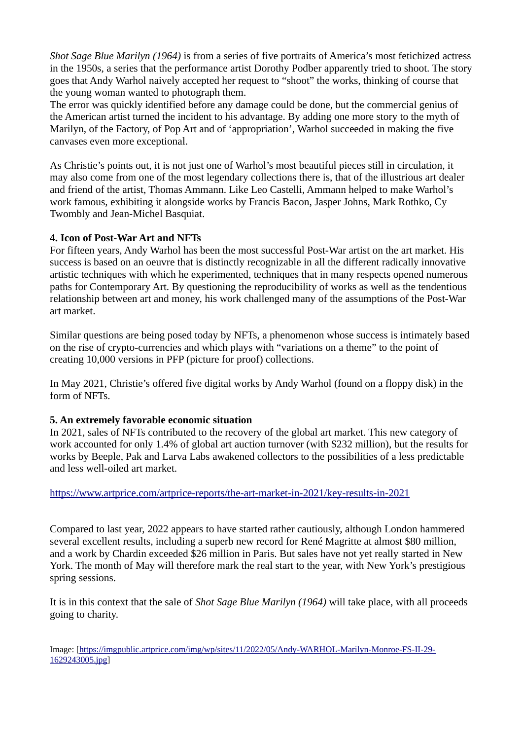*Shot Sage Blue Marilyn (1964)* is from a series of five portraits of America's most fetichized actress in the 1950s, a series that the performance artist Dorothy Podber apparently tried to shoot. The story goes that Andy Warhol naively accepted her request to "shoot" the works, thinking of course that the young woman wanted to photograph them.
The error was quickly identified before any damage could be done, but the commercial genius of the American artist turned the incident to his advantage. By adding one more story to the myth of Marilyn, of the Factory, of Pop Art and of 'appropriation', Warhol succeeded in making the five canvases even more exceptional.

As Christie's points out, it is not just one of Warhol's most beautiful pieces still in circulation, it may also come from one of the most legendary collections there is, that of the illustrious art dealer and friend of the artist, Thomas Ammann. Like Leo Castelli, Ammann helped to make Warhol's work famous, exhibiting it alongside works by Francis Bacon, Jasper Johns, Mark Rothko, Cy Twombly and Jean-Michel Basquiat.

**4. Icon of Post-War Art and NFTs**
For fifteen years, Andy Warhol has been the most successful Post-War artist on the art market. His success is based on an oeuvre that is distinctly recognizable in all the different radically innovative artistic techniques with which he experimented, techniques that in many respects opened numerous paths for Contemporary Art. By questioning the reproducibility of works as well as the tendentious relationship between art and money, his work challenged many of the assumptions of the Post-War art market.

Similar questions are being posed today by NFTs, a phenomenon whose success is intimately based on the rise of crypto-currencies and which plays with "variations on a theme" to the point of creating 10,000 versions in PFP (picture for proof) collections.

In May 2021, Christie's offered five digital works by Andy Warhol (found on a floppy disk) in the form of NFTs.

**5. An extremely favorable economic situation**
In 2021, sales of NFTs contributed to the recovery of the global art market. This new category of work accounted for only 1.4% of global art auction turnover (with $232 million), but the results for works by Beeple, Pak and Larva Labs awakened collectors to the possibilities of a less predictable and less well-oiled art market.

https://www.artprice.com/artprice-reports/the-art-market-in-2021/key-results-in-2021

Compared to last year, 2022 appears to have started rather cautiously, although London hammered several excellent results, including a superb new record for René Magritte at almost $80 million, and a work by Chardin exceeded $26 million in Paris. But sales have not yet really started in New York. The month of May will therefore mark the real start to the year, with New York's prestigious spring sessions.

It is in this context that the sale of *Shot Sage Blue Marilyn (1964)* will take place, with all proceeds going to charity.

Image: [https://imgpublic.artprice.com/img/wp/sites/11/2022/05/Andy-WARHOL-Marilyn-Monroe-FS-II-29-1629243005.jpg]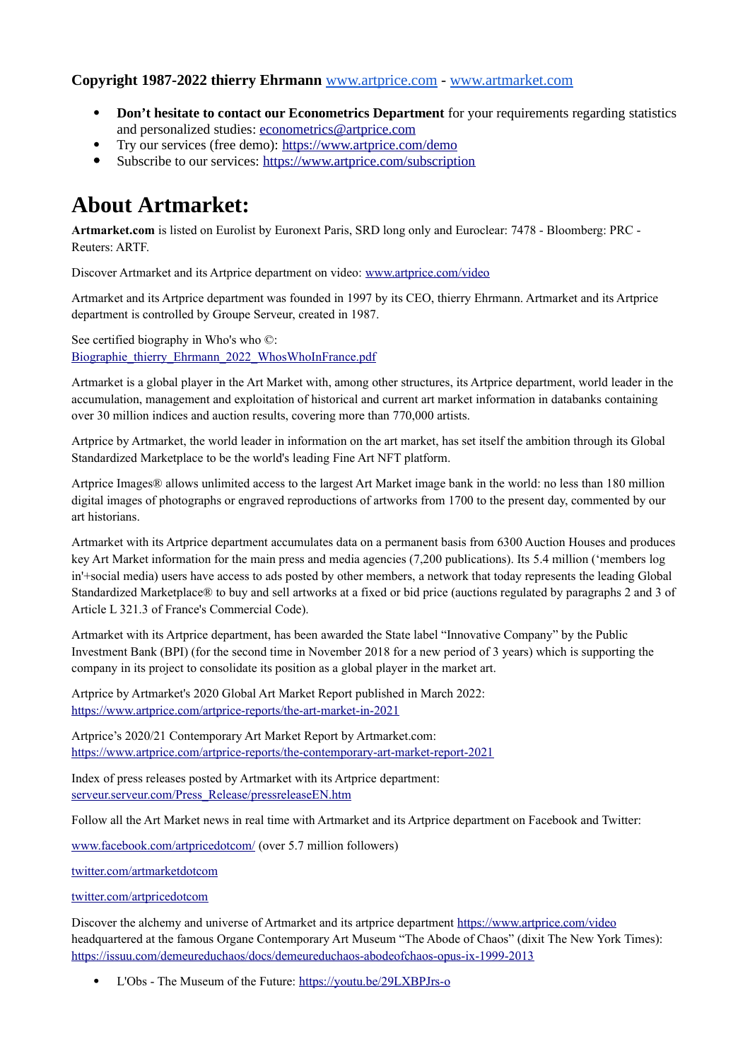**Copyright 1987-2022 thierry Ehrmann** [www.artprice.com](www.artprice.com) - [www.artmarket.com](www.artmarket.com)

- **Don't hesitate to contact our Econometrics Department** for your requirements regarding statistics and personalized studies: econometrics@artprice.com
- Try our services (free demo): https://www.artprice.com/demo
- Subscribe to our services: https://www.artprice.com/subscription

# About Artmarket:

**Artmarket.com** is listed on Eurolist by Euronext Paris, SRD long only and Euroclear: 7478 - Bloomberg: PRC - Reuters: ARTF.

Discover Artmarket and its Artprice department on video: www.artprice.com/video

Artmarket and its Artprice department was founded in 1997 by its CEO, thierry Ehrmann. Artmarket and its Artprice department is controlled by Groupe Serveur, created in 1987.

See certified biography in Who's who ©:
Biographie_thierry_Ehrmann_2022_WhosWhoInFrance.pdf

Artmarket is a global player in the Art Market with, among other structures, its Artprice department, world leader in the accumulation, management and exploitation of historical and current art market information in databanks containing over 30 million indices and auction results, covering more than 770,000 artists.

Artprice by Artmarket, the world leader in information on the art market, has set itself the ambition through its Global Standardized Marketplace to be the world's leading Fine Art NFT platform.

Artprice Images® allows unlimited access to the largest Art Market image bank in the world: no less than 180 million digital images of photographs or engraved reproductions of artworks from 1700 to the present day, commented by our art historians.

Artmarket with its Artprice department accumulates data on a permanent basis from 6300 Auction Houses and produces key Art Market information for the main press and media agencies (7,200 publications). Its 5.4 million ('members log in'+social media) users have access to ads posted by other members, a network that today represents the leading Global Standardized Marketplace® to buy and sell artworks at a fixed or bid price (auctions regulated by paragraphs 2 and 3 of Article L 321.3 of France's Commercial Code).

Artmarket with its Artprice department, has been awarded the State label "Innovative Company" by the Public Investment Bank (BPI) (for the second time in November 2018 for a new period of 3 years) which is supporting the company in its project to consolidate its position as a global player in the market art.

Artprice by Artmarket's 2020 Global Art Market Report published in March 2022:
https://www.artprice.com/artprice-reports/the-art-market-in-2021

Artprice's 2020/21 Contemporary Art Market Report by Artmarket.com:
https://www.artprice.com/artprice-reports/the-contemporary-art-market-report-2021

Index of press releases posted by Artmarket with its Artprice department:
serveur.serveur.com/Press_Release/pressreleaseEN.htm

Follow all the Art Market news in real time with Artmarket and its Artprice department on Facebook and Twitter:

www.facebook.com/artpricedotcom/ (over 5.7 million followers)

twitter.com/artmarketdotcom

twitter.com/artpricedotcom

Discover the alchemy and universe of Artmarket and its artprice department https://www.artprice.com/video headquartered at the famous Organe Contemporary Art Museum "The Abode of Chaos" (dixit The New York Times):
https://issuu.com/demeureduchaos/docs/demeureduchaos-abodeofchaos-opus-ix-1999-2013

- L'Obs - The Museum of the Future: https://youtu.be/29LXBPJrs-o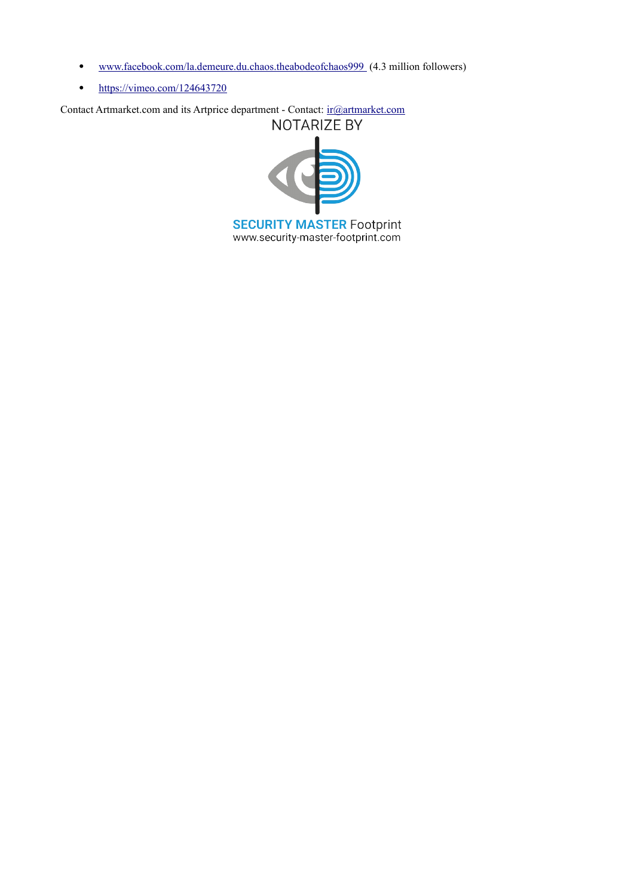- www.facebook.com/la.demeure.du.chaos.theabodeofchaos999 (4.3 million followers)
- https://vimeo.com/124643720

Contact Artmarket.com and its Artprice department - Contact: ir@artmarket.com

NOTARIZE BY

SECURITY MASTER Footprint
www.security-master-footprint.com